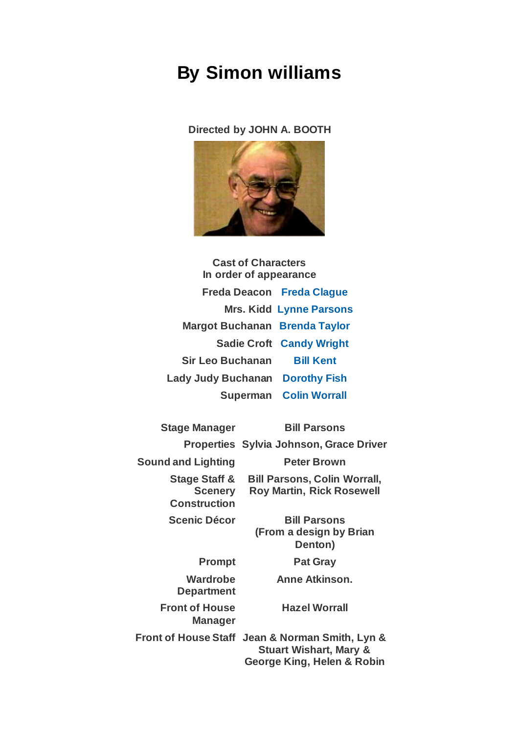# By Simon williams

**Directed by JOHN A. BOOTH**

**Cast of Characters**
**In order of appearance**

| Character | Actor |
|---|---|
| Freda Deacon | Freda Clague |
| Mrs. Kidd | Lynne Parsons |
| Margot Buchanan | Brenda Taylor |
| Sadie Croft | Candy Wright |
| Sir Leo Buchanan | Bill Kent |
| Lady Judy Buchanan | Dorothy Fish |
| Superman | Colin Worrall |

| Role | Name |
|---|---|
| Stage Manager | Bill Parsons |
| Properties | Sylvia Johnson, Grace Driver |
| Sound and Lighting | Peter Brown |
| Stage Staff & Scenery Construction | Bill Parsons, Colin Worrall, Roy Martin, Rick Rosewell |
| Scenic Décor | Bill Parsons (From a design by Brian Denton) |
| Prompt | Pat Gray |
| Wardrobe Department | Anne Atkinson. |
| Front of House Manager | Hazel Worrall |
| Front of House Staff | Jean & Norman Smith, Lyn & Stuart Wishart, Mary & George King, Helen & Robin |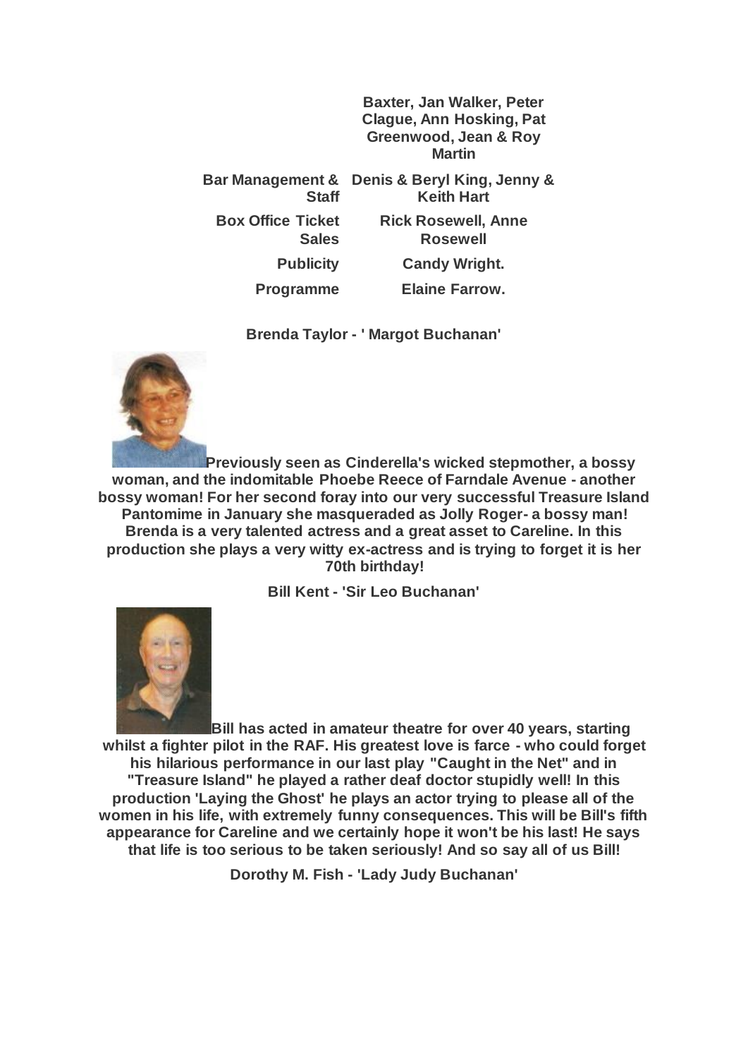| | |
|---|---|
| | **Baxter, Jan Walker, Peter Clague, Ann Hosking, Pat Greenwood, Jean & Roy Martin** |
| **Bar Management & Staff** | **Denis & Beryl King, Jenny & Keith Hart** |
| **Box Office Ticket Sales** | **Rick Rosewell, Anne Rosewell** |
| **Publicity** | **Candy Wright.** |
| **Programme** | **Elaine Farrow.** |

**Brenda Taylor - ' Margot Buchanan'**

**Previously seen as Cinderella's wicked stepmother, a bossy woman, and the indomitable Phoebe Reece of Farndale Avenue - another bossy woman! For her second foray into our very successful Treasure Island Pantomime in January she masqueraded as Jolly Roger- a bossy man! Brenda is a very talented actress and a great asset to Careline. In this production she plays a very witty ex-actress and is trying to forget it is her 70th birthday!**

**Bill Kent - 'Sir Leo Buchanan'**

**Bill has acted in amateur theatre for over 40 years, starting whilst a fighter pilot in the RAF. His greatest love is farce - who could forget his hilarious performance in our last play "Caught in the Net" and in "Treasure Island" he played a rather deaf doctor stupidly well! In this production 'Laying the Ghost' he plays an actor trying to please all of the women in his life, with extremely funny consequences. This will be Bill's fifth appearance for Careline and we certainly hope it won't be his last! He says that life is too serious to be taken seriously! And so say all of us Bill!**

**Dorothy M. Fish - 'Lady Judy Buchanan'**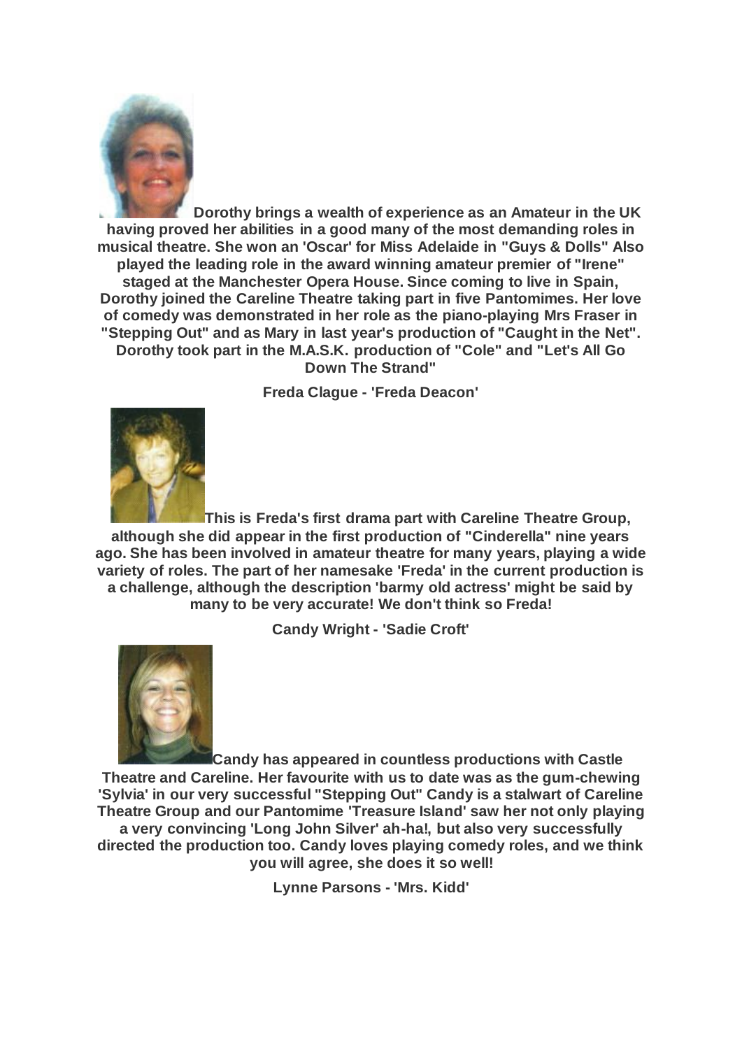**Dorothy brings a wealth of experience as an Amateur in the UK having proved her abilities in a good many of the most demanding roles in musical theatre. She won an 'Oscar' for Miss Adelaide in "Guys & Dolls" Also played the leading role in the award winning amateur premier of "Irene" staged at the Manchester Opera House. Since coming to live in Spain, Dorothy joined the Careline Theatre taking part in five Pantomimes. Her love of comedy was demonstrated in her role as the piano-playing Mrs Fraser in "Stepping Out" and as Mary in last year's production of "Caught in the Net". Dorothy took part in the M.A.S.K. production of "Cole" and "Let's All Go Down The Strand"**

**Freda Clague - 'Freda Deacon'**

**This is Freda's first drama part with Careline Theatre Group, although she did appear in the first production of "Cinderella" nine years ago. She has been involved in amateur theatre for many years, playing a wide variety of roles. The part of her namesake 'Freda' in the current production is a challenge, although the description 'barmy old actress' might be said by many to be very accurate! We don't think so Freda!**

**Candy Wright - 'Sadie Croft'**

**Candy has appeared in countless productions with Castle Theatre and Careline. Her favourite with us to date was as the gum-chewing 'Sylvia' in our very successful "Stepping Out" Candy is a stalwart of Careline Theatre Group and our Pantomime 'Treasure Island' saw her not only playing a very convincing 'Long John Silver' ah-ha!, but also very successfully directed the production too. Candy loves playing comedy roles, and we think you will agree, she does it so well!**

**Lynne Parsons - 'Mrs. Kidd'**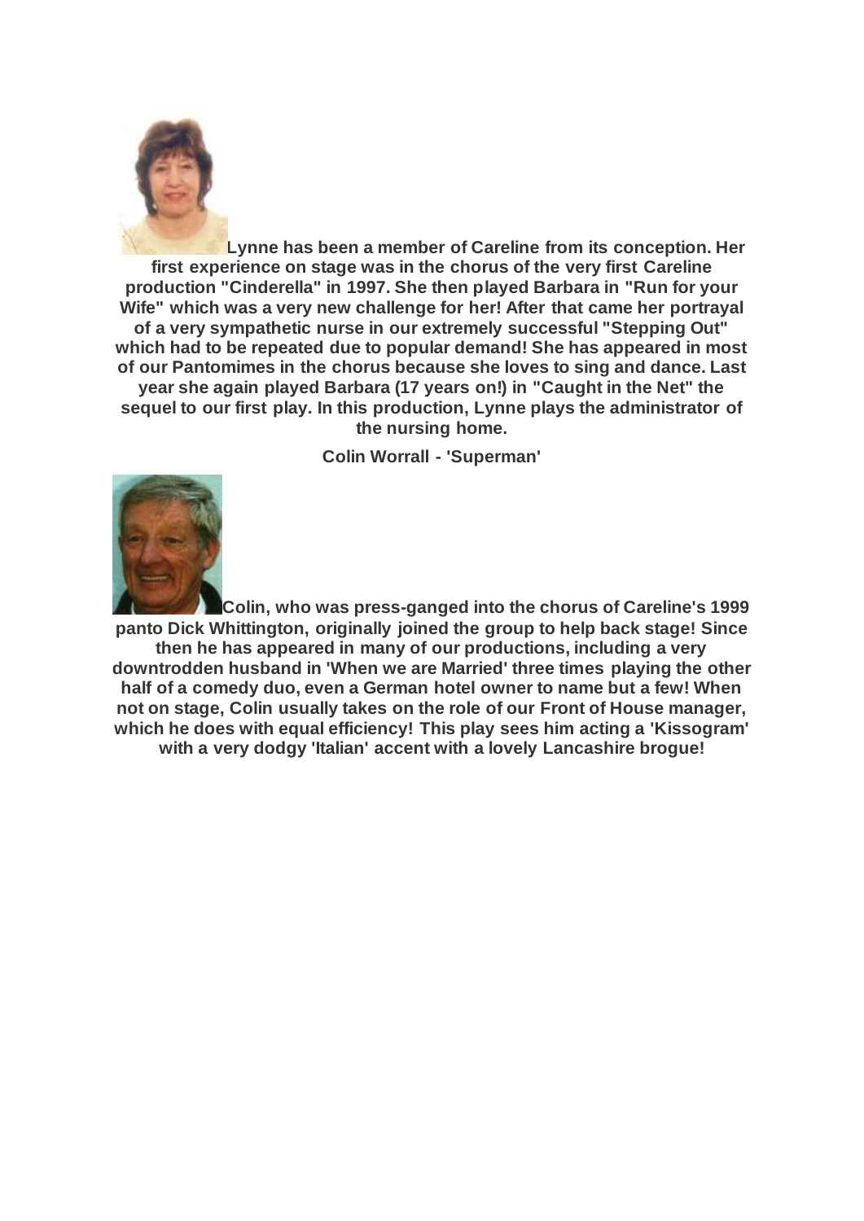**Lynne has been a member of Careline from its conception. Her first experience on stage was in the chorus of the very first Careline production "Cinderella" in 1997. She then played Barbara in "Run for your Wife" which was a very new challenge for her! After that came her portrayal of a very sympathetic nurse in our extremely successful "Stepping Out" which had to be repeated due to popular demand! She has appeared in most of our Pantomimes in the chorus because she loves to sing and dance. Last year she again played Barbara (17 years on!) in "Caught in the Net" the sequel to our first play. In this production, Lynne plays the administrator of the nursing home.**

**Colin Worrall - 'Superman'**

**Colin, who was press-ganged into the chorus of Careline's 1999 panto Dick Whittington, originally joined the group to help back stage! Since then he has appeared in many of our productions, including a very downtrodden husband in 'When we are Married' three times playing the other half of a comedy duo, even a German hotel owner to name but a few! When not on stage, Colin usually takes on the role of our Front of House manager, which he does with equal efficiency! This play sees him acting a 'Kissogram' with a very dodgy 'Italian' accent with a lovely Lancashire brogue!**